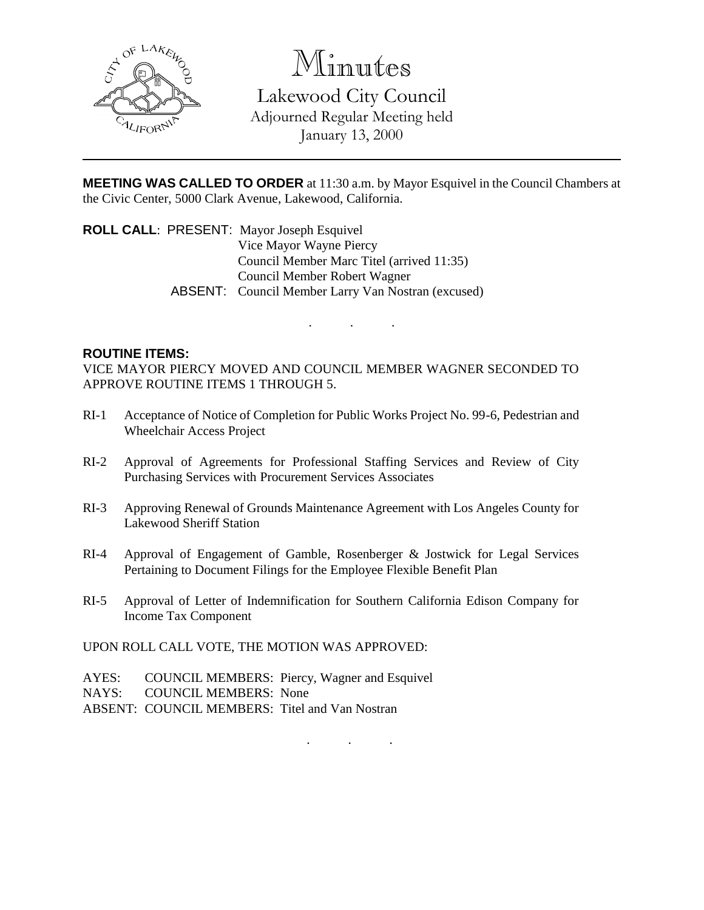# Minutes

## Lakewood City Council

Adjourned Regular Meeting held
January 13, 2000

---

**MEETING WAS CALLED TO ORDER** at 11:30 a.m. by Mayor Esquivel in the Council Chambers at the Civic Center, 5000 Clark Avenue, Lakewood, California.

**ROLL CALL**: PRESENT: Mayor Joseph Esquivel
Vice Mayor Wayne Piercy
Council Member Marc Titel (arrived 11:35)
Council Member Robert Wagner
ABSENT: Council Member Larry Van Nostran (excused)

. . .

**ROUTINE ITEMS:**

VICE MAYOR PIERCY MOVED AND COUNCIL MEMBER WAGNER SECONDED TO APPROVE ROUTINE ITEMS 1 THROUGH 5.

RI-1 Acceptance of Notice of Completion for Public Works Project No. 99-6, Pedestrian and Wheelchair Access Project

RI-2 Approval of Agreements for Professional Staffing Services and Review of City Purchasing Services with Procurement Services Associates

RI-3 Approving Renewal of Grounds Maintenance Agreement with Los Angeles County for Lakewood Sheriff Station

RI-4 Approval of Engagement of Gamble, Rosenberger & Jostwick for Legal Services Pertaining to Document Filings for the Employee Flexible Benefit Plan

RI-5 Approval of Letter of Indemnification for Southern California Edison Company for Income Tax Component

UPON ROLL CALL VOTE, THE MOTION WAS APPROVED:

AYES: COUNCIL MEMBERS: Piercy, Wagner and Esquivel
NAYS: COUNCIL MEMBERS: None
ABSENT: COUNCIL MEMBERS: Titel and Van Nostran

. . .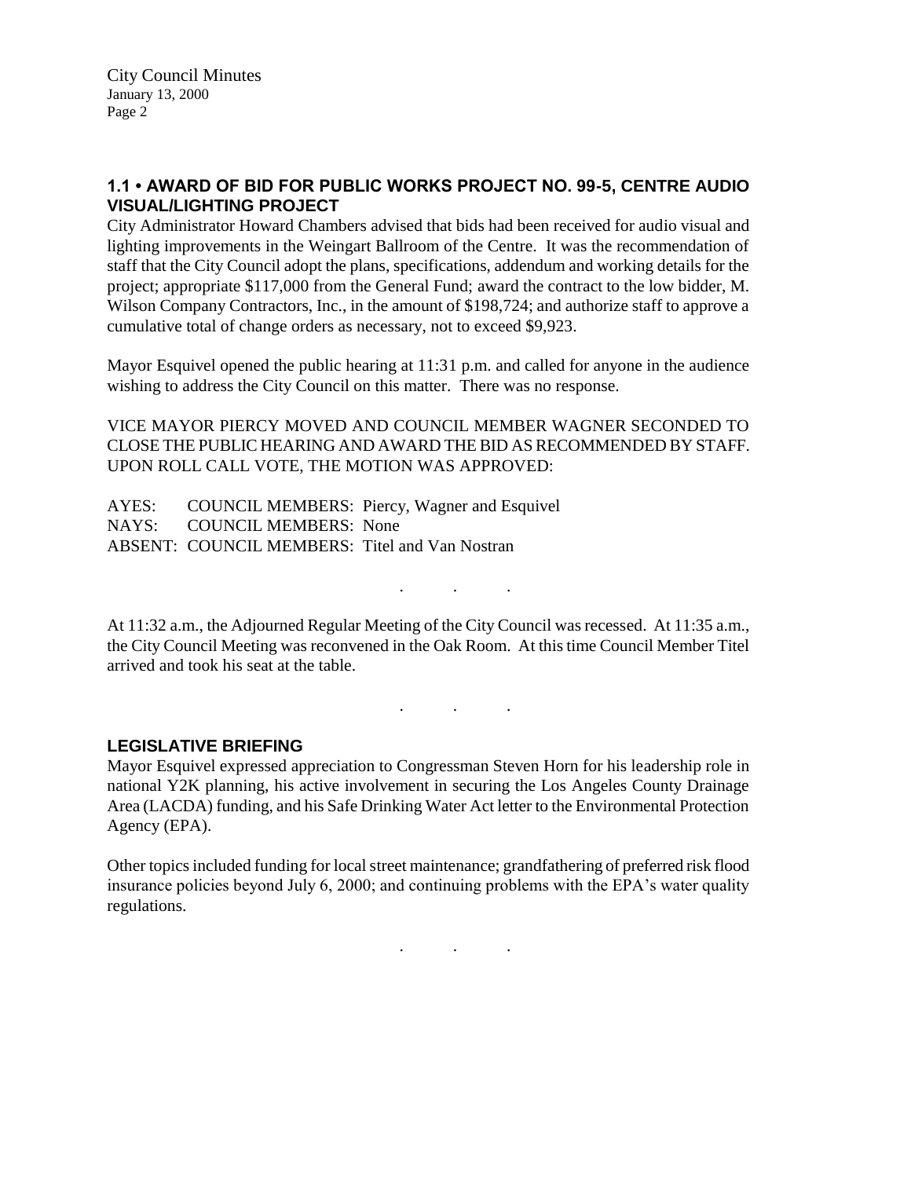## 1.1 • AWARD OF BID FOR PUBLIC WORKS PROJECT NO. 99-5, CENTRE AUDIO VISUAL/LIGHTING PROJECT

City Administrator Howard Chambers advised that bids had been received for audio visual and lighting improvements in the Weingart Ballroom of the Centre. It was the recommendation of staff that the City Council adopt the plans, specifications, addendum and working details for the project; appropriate $117,000 from the General Fund; award the contract to the low bidder, M. Wilson Company Contractors, Inc., in the amount of $198,724; and authorize staff to approve a cumulative total of change orders as necessary, not to exceed $9,923.

Mayor Esquivel opened the public hearing at 11:31 p.m. and called for anyone in the audience wishing to address the City Council on this matter. There was no response.

VICE MAYOR PIERCY MOVED AND COUNCIL MEMBER WAGNER SECONDED TO CLOSE THE PUBLIC HEARING AND AWARD THE BID AS RECOMMENDED BY STAFF. UPON ROLL CALL VOTE, THE MOTION WAS APPROVED:

AYES: COUNCIL MEMBERS: Piercy, Wagner and Esquivel
NAYS: COUNCIL MEMBERS: None
ABSENT: COUNCIL MEMBERS: Titel and Van Nostran

. . .

At 11:32 a.m., the Adjourned Regular Meeting of the City Council was recessed. At 11:35 a.m., the City Council Meeting was reconvened in the Oak Room. At this time Council Member Titel arrived and took his seat at the table.

. . .

## LEGISLATIVE BRIEFING

Mayor Esquivel expressed appreciation to Congressman Steven Horn for his leadership role in national Y2K planning, his active involvement in securing the Los Angeles County Drainage Area (LACDA) funding, and his Safe Drinking Water Act letter to the Environmental Protection Agency (EPA).

Other topics included funding for local street maintenance; grandfathering of preferred risk flood insurance policies beyond July 6, 2000; and continuing problems with the EPA's water quality regulations.

. . .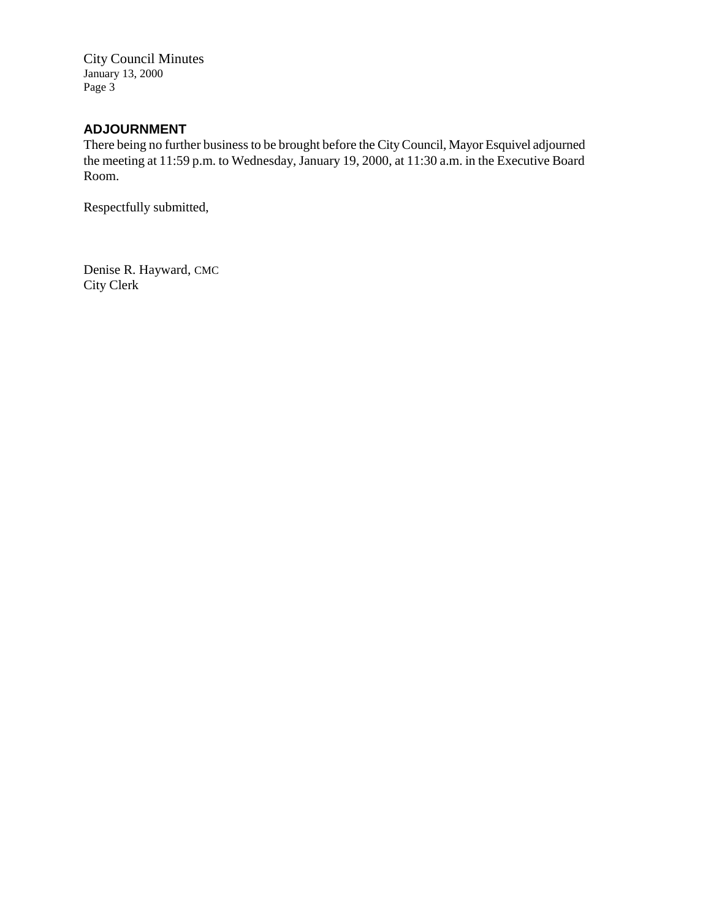## ADJOURNMENT

There being no further business to be brought before the City Council, Mayor Esquivel adjourned the meeting at 11:59 p.m. to Wednesday, January 19, 2000, at 11:30 a.m. in the Executive Board Room.

Respectfully submitted,

Denise R. Hayward, CMC
City Clerk